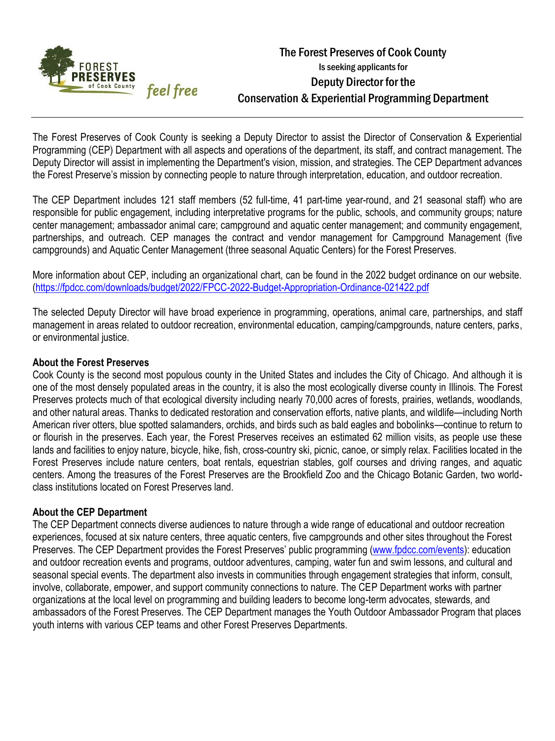# The Forest Preserves of Cook County

Is seeking applicants for

## Deputy Director for the Conservation & Experiential Programming Department

The Forest Preserves of Cook County is seeking a Deputy Director to assist the Director of Conservation & Experiential Programming (CEP) Department with all aspects and operations of the department, its staff, and contract management. The Deputy Director will assist in implementing the Department's vision, mission, and strategies. The CEP Department advances the Forest Preserve's mission by connecting people to nature through interpretation, education, and outdoor recreation.

The CEP Department includes 121 staff members (52 full-time, 41 part-time year-round, and 21 seasonal staff) who are responsible for public engagement, including interpretative programs for the public, schools, and community groups; nature center management; ambassador animal care; campground and aquatic center management; and community engagement, partnerships, and outreach. CEP manages the contract and vendor management for Campground Management (five campgrounds) and Aquatic Center Management (three seasonal Aquatic Centers) for the Forest Preserves.

More information about CEP, including an organizational chart, can be found in the 2022 budget ordinance on our website. (https://fpdcc.com/downloads/budget/2022/FPCC-2022-Budget-Appropriation-Ordinance-021422.pdf

The selected Deputy Director will have broad experience in programming, operations, animal care, partnerships, and staff management in areas related to outdoor recreation, environmental education, camping/campgrounds, nature centers, parks, or environmental justice.

### About the Forest Preserves

Cook County is the second most populous county in the United States and includes the City of Chicago. And although it is one of the most densely populated areas in the country, it is also the most ecologically diverse county in Illinois. The Forest Preserves protects much of that ecological diversity including nearly 70,000 acres of forests, prairies, wetlands, woodlands, and other natural areas. Thanks to dedicated restoration and conservation efforts, native plants, and wildlife—including North American river otters, blue spotted salamanders, orchids, and birds such as bald eagles and bobolinks—continue to return to or flourish in the preserves. Each year, the Forest Preserves receives an estimated 62 million visits, as people use these lands and facilities to enjoy nature, bicycle, hike, fish, cross-country ski, picnic, canoe, or simply relax. Facilities located in the Forest Preserves include nature centers, boat rentals, equestrian stables, golf courses and driving ranges, and aquatic centers. Among the treasures of the Forest Preserves are the Brookfield Zoo and the Chicago Botanic Garden, two world-class institutions located on Forest Preserves land.

### About the CEP Department

The CEP Department connects diverse audiences to nature through a wide range of educational and outdoor recreation experiences, focused at six nature centers, three aquatic centers, five campgrounds and other sites throughout the Forest Preserves. The CEP Department provides the Forest Preserves' public programming (www.fpdcc.com/events): education and outdoor recreation events and programs, outdoor adventures, camping, water fun and swim lessons, and cultural and seasonal special events. The department also invests in communities through engagement strategies that inform, consult, involve, collaborate, empower, and support community connections to nature. The CEP Department works with partner organizations at the local level on programming and building leaders to become long-term advocates, stewards, and ambassadors of the Forest Preserves. The CEP Department manages the Youth Outdoor Ambassador Program that places youth interns with various CEP teams and other Forest Preserves Departments.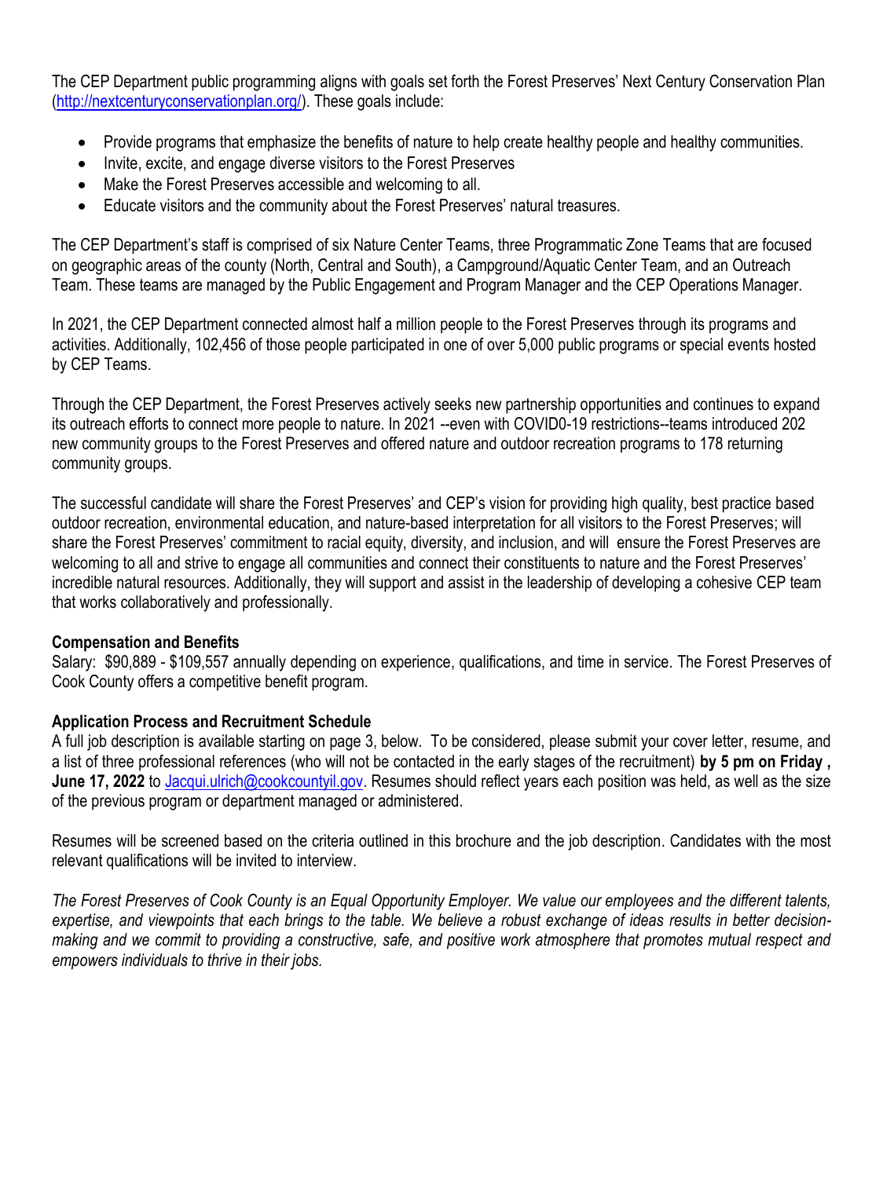The CEP Department public programming aligns with goals set forth the Forest Preserves' Next Century Conservation Plan (http://nextcenturyconservationplan.org/). These goals include:

- Provide programs that emphasize the benefits of nature to help create healthy people and healthy communities.
- Invite, excite, and engage diverse visitors to the Forest Preserves
- Make the Forest Preserves accessible and welcoming to all.
- Educate visitors and the community about the Forest Preserves' natural treasures.

The CEP Department's staff is comprised of six Nature Center Teams, three Programmatic Zone Teams that are focused on geographic areas of the county (North, Central and South), a Campground/Aquatic Center Team, and an Outreach Team. These teams are managed by the Public Engagement and Program Manager and the CEP Operations Manager.

In 2021, the CEP Department connected almost half a million people to the Forest Preserves through its programs and activities. Additionally, 102,456 of those people participated in one of over 5,000 public programs or special events hosted by CEP Teams.

Through the CEP Department, the Forest Preserves actively seeks new partnership opportunities and continues to expand its outreach efforts to connect more people to nature. In 2021 --even with COVID0-19 restrictions--teams introduced 202 new community groups to the Forest Preserves and offered nature and outdoor recreation programs to 178 returning community groups.

The successful candidate will share the Forest Preserves' and CEP's vision for providing high quality, best practice based outdoor recreation, environmental education, and nature-based interpretation for all visitors to the Forest Preserves; will share the Forest Preserves' commitment to racial equity, diversity, and inclusion, and will ensure the Forest Preserves are welcoming to all and strive to engage all communities and connect their constituents to nature and the Forest Preserves' incredible natural resources. Additionally, they will support and assist in the leadership of developing a cohesive CEP team that works collaboratively and professionally.

**Compensation and Benefits**

Salary: $90,889 - $109,557 annually depending on experience, qualifications, and time in service. The Forest Preserves of Cook County offers a competitive benefit program.

**Application Process and Recruitment Schedule**

A full job description is available starting on page 3, below. To be considered, please submit your cover letter, resume, and a list of three professional references (who will not be contacted in the early stages of the recruitment) **by 5 pm on Friday , June 17, 2022** to Jacqui.ulrich@cookcountyil.gov. Resumes should reflect years each position was held, as well as the size of the previous program or department managed or administered.

Resumes will be screened based on the criteria outlined in this brochure and the job description. Candidates with the most relevant qualifications will be invited to interview.

*The Forest Preserves of Cook County is an Equal Opportunity Employer. We value our employees and the different talents, expertise, and viewpoints that each brings to the table. We believe a robust exchange of ideas results in better decision-making and we commit to providing a constructive, safe, and positive work atmosphere that promotes mutual respect and empowers individuals to thrive in their jobs.*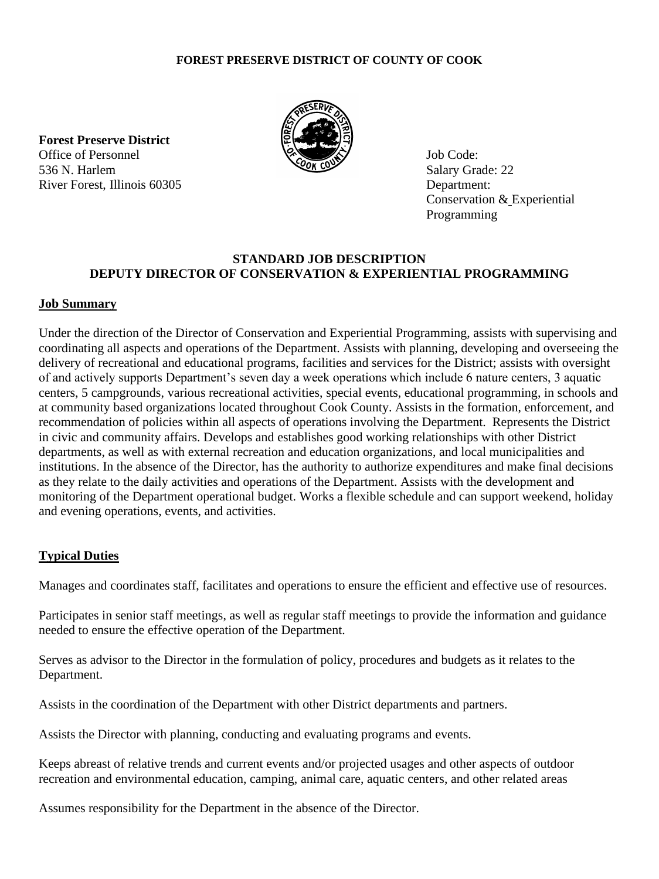**FOREST PRESERVE DISTRICT OF COUNTY OF COOK**

**Forest Preserve District**
Office of Personnel
536 N. Harlem
River Forest, Illinois 60305

Job Code:
Salary Grade: 22
Department:
Conservation & Experiential Programming

## STANDARD JOB DESCRIPTION
## DEPUTY DIRECTOR OF CONSERVATION & EXPERIENTIAL PROGRAMMING

### Job Summary

Under the direction of the Director of Conservation and Experiential Programming, assists with supervising and coordinating all aspects and operations of the Department. Assists with planning, developing and overseeing the delivery of recreational and educational programs, facilities and services for the District; assists with oversight of and actively supports Department's seven day a week operations which include 6 nature centers, 3 aquatic centers, 5 campgrounds, various recreational activities, special events, educational programming, in schools and at community based organizations located throughout Cook County. Assists in the formation, enforcement, and recommendation of policies within all aspects of operations involving the Department. Represents the District in civic and community affairs. Develops and establishes good working relationships with other District departments, as well as with external recreation and education organizations, and local municipalities and institutions. In the absence of the Director, has the authority to authorize expenditures and make final decisions as they relate to the daily activities and operations of the Department. Assists with the development and monitoring of the Department operational budget. Works a flexible schedule and can support weekend, holiday and evening operations, events, and activities.

### Typical Duties

Manages and coordinates staff, facilitates and operations to ensure the efficient and effective use of resources.

Participates in senior staff meetings, as well as regular staff meetings to provide the information and guidance needed to ensure the effective operation of the Department.

Serves as advisor to the Director in the formulation of policy, procedures and budgets as it relates to the Department.

Assists in the coordination of the Department with other District departments and partners.

Assists the Director with planning, conducting and evaluating programs and events.

Keeps abreast of relative trends and current events and/or projected usages and other aspects of outdoor recreation and environmental education, camping, animal care, aquatic centers, and other related areas

Assumes responsibility for the Department in the absence of the Director.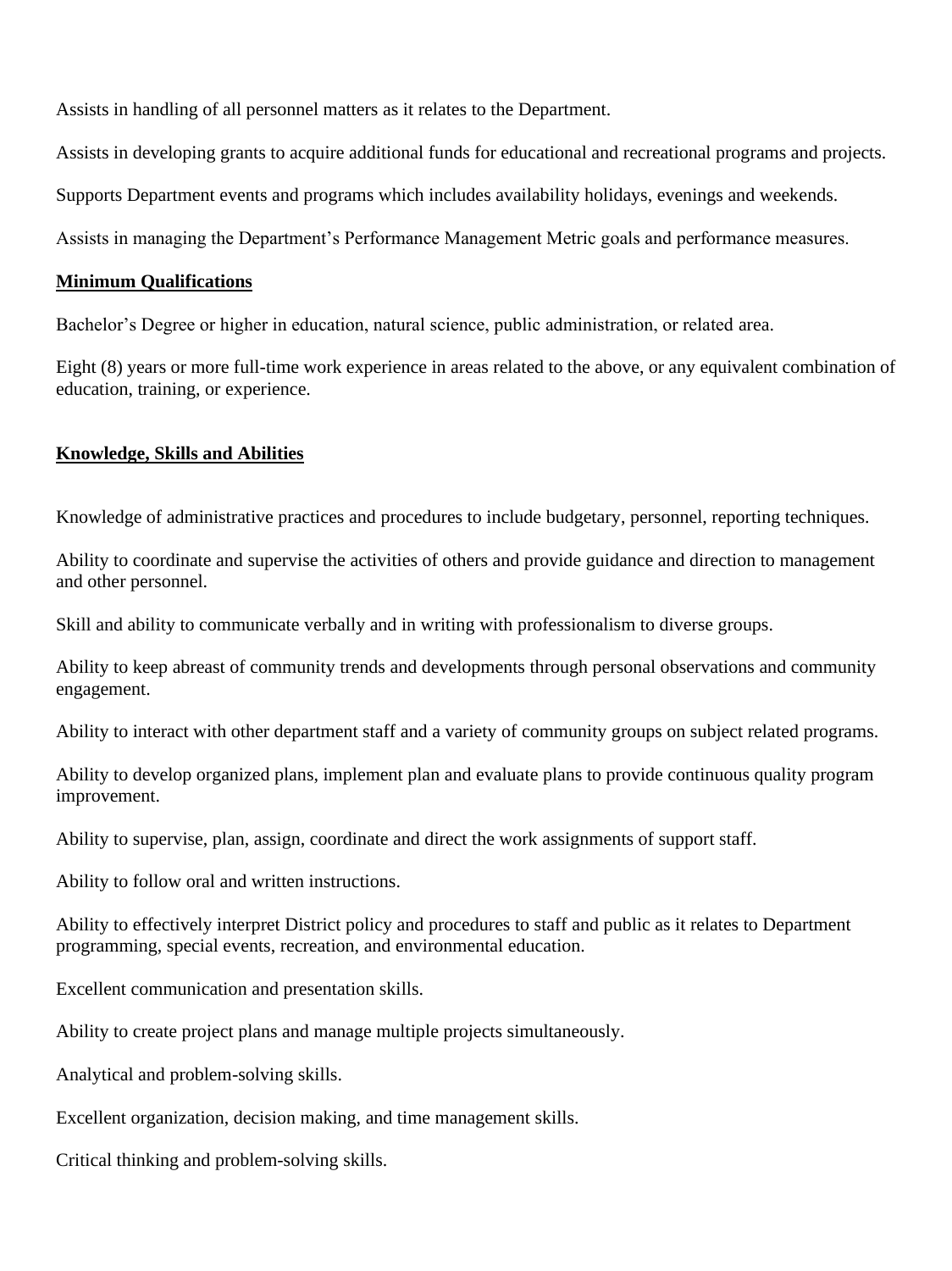Assists in handling of all personnel matters as it relates to the Department.

Assists in developing grants to acquire additional funds for educational and recreational programs and projects.

Supports Department events and programs which includes availability holidays, evenings and weekends.

Assists in managing the Department's Performance Management Metric goals and performance measures.

**Minimum Qualifications**

Bachelor's Degree or higher in education, natural science, public administration, or related area.

Eight (8) years or more full-time work experience in areas related to the above, or any equivalent combination of education, training, or experience.

**Knowledge, Skills and Abilities**

Knowledge of administrative practices and procedures to include budgetary, personnel, reporting techniques.

Ability to coordinate and supervise the activities of others and provide guidance and direction to management and other personnel.

Skill and ability to communicate verbally and in writing with professionalism to diverse groups.

Ability to keep abreast of community trends and developments through personal observations and community engagement.

Ability to interact with other department staff and a variety of community groups on subject related programs.

Ability to develop organized plans, implement plan and evaluate plans to provide continuous quality program improvement.

Ability to supervise, plan, assign, coordinate and direct the work assignments of support staff.

Ability to follow oral and written instructions.

Ability to effectively interpret District policy and procedures to staff and public as it relates to Department programming, special events, recreation, and environmental education.

Excellent communication and presentation skills.

Ability to create project plans and manage multiple projects simultaneously.

Analytical and problem-solving skills.

Excellent organization, decision making, and time management skills.

Critical thinking and problem-solving skills.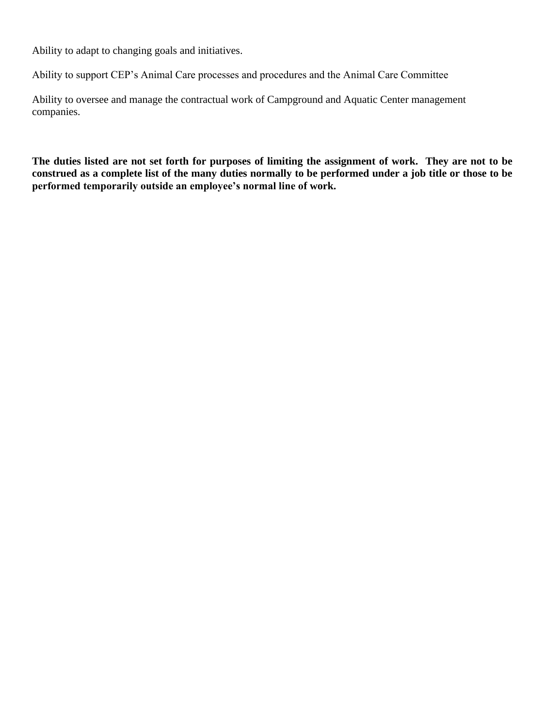Ability to adapt to changing goals and initiatives.

Ability to support CEP's Animal Care processes and procedures and the Animal Care Committee

Ability to oversee and manage the contractual work of Campground and Aquatic Center management companies.

**The duties listed are not set forth for purposes of limiting the assignment of work. They are not to be construed as a complete list of the many duties normally to be performed under a job title or those to be performed temporarily outside an employee's normal line of work.**